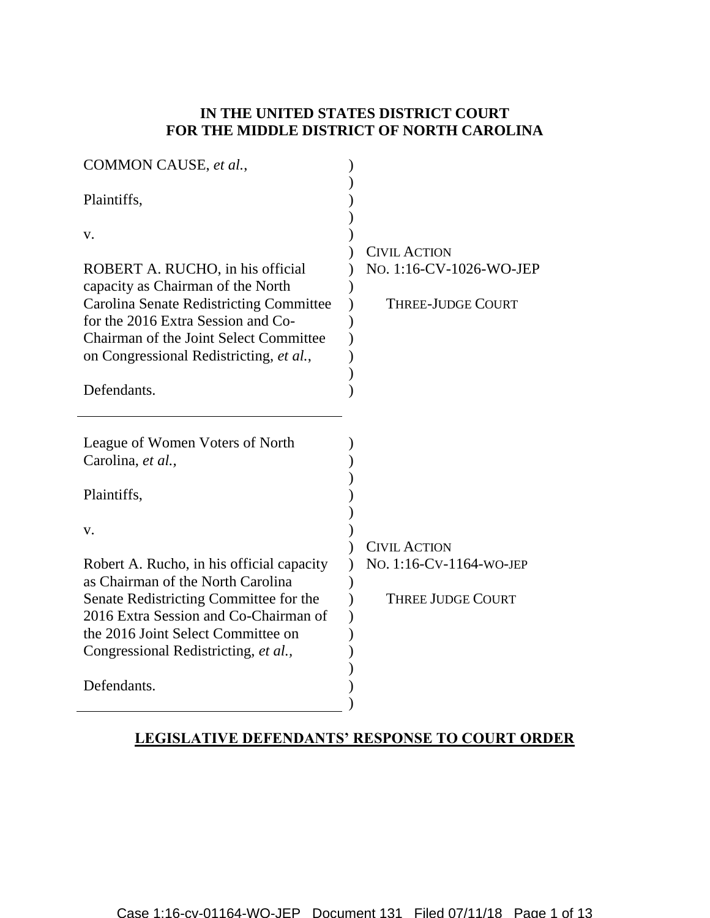**IN THE UNITED STATES DISTRICT COURT**
**FOR THE MIDDLE DISTRICT OF NORTH CAROLINA**

COMMON CAUSE, *et al.*,

Plaintiffs,

v.

ROBERT A. RUCHO, in his official capacity as Chairman of the North Carolina Senate Redistricting Committee for the 2016 Extra Session and Co-Chairman of the Joint Select Committee on Congressional Redistricting, *et al.*,

Defendants.

CIVIL ACTION
NO. 1:16-CV-1026-WO-JEP

THREE-JUDGE COURT

---

League of Women Voters of North Carolina, *et al.*,

Plaintiffs,

v.

Robert A. Rucho, in his official capacity as Chairman of the North Carolina Senate Redistricting Committee for the 2016 Extra Session and Co-Chairman of the 2016 Joint Select Committee on Congressional Redistricting, *et al.*,

Defendants.

CIVIL ACTION
NO. 1:16-CV-1164-WO-JEP

THREE JUDGE COURT

---

**LEGISLATIVE DEFENDANTS' RESPONSE TO COURT ORDER**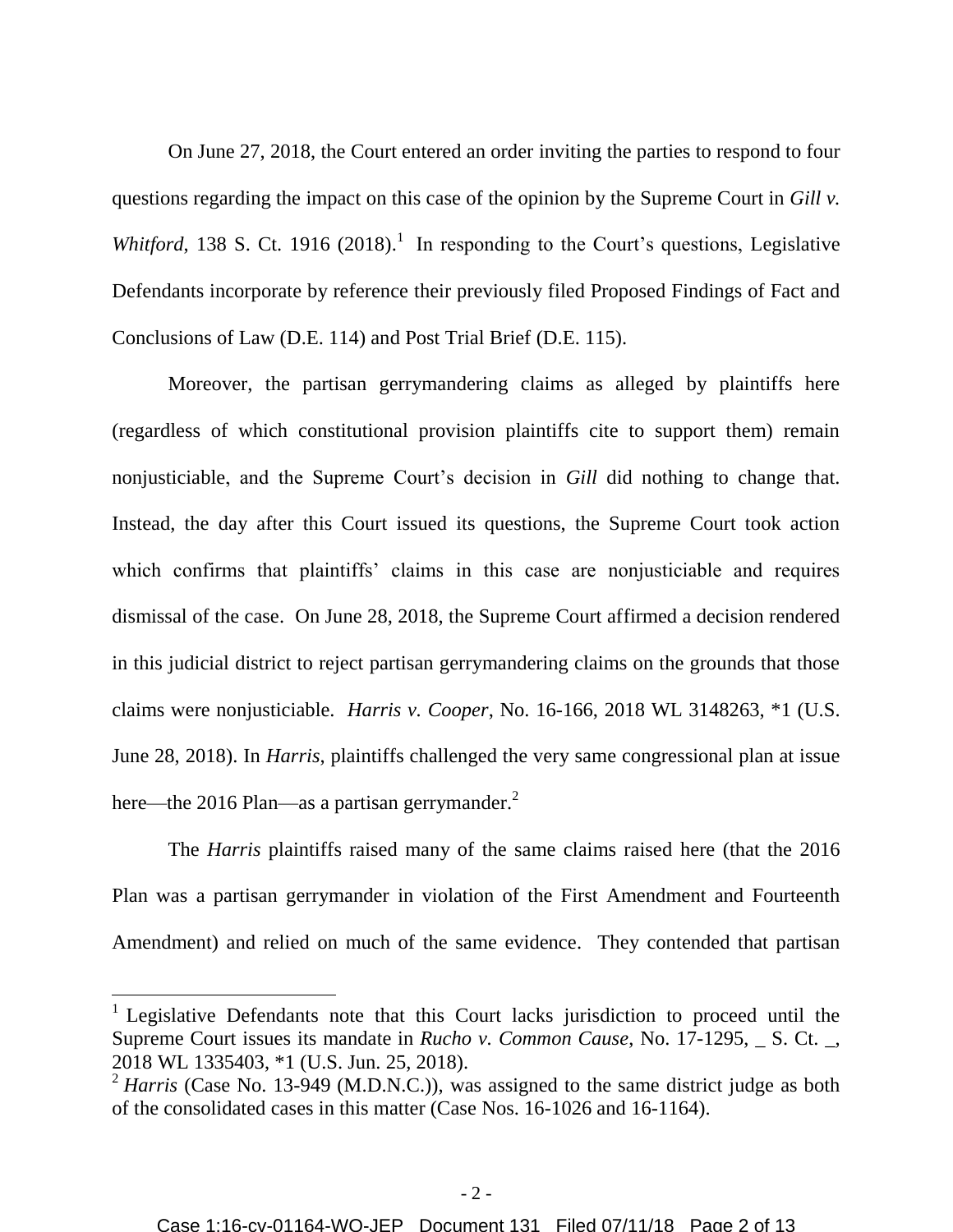On June 27, 2018, the Court entered an order inviting the parties to respond to four questions regarding the impact on this case of the opinion by the Supreme Court in *Gill v. Whitford*, 138 S. Ct. 1916 (2018).[1] In responding to the Court's questions, Legislative Defendants incorporate by reference their previously filed Proposed Findings of Fact and Conclusions of Law (D.E. 114) and Post Trial Brief (D.E. 115).

Moreover, the partisan gerrymandering claims as alleged by plaintiffs here (regardless of which constitutional provision plaintiffs cite to support them) remain nonjusticiable, and the Supreme Court's decision in *Gill* did nothing to change that. Instead, the day after this Court issued its questions, the Supreme Court took action which confirms that plaintiffs' claims in this case are nonjusticiable and requires dismissal of the case. On June 28, 2018, the Supreme Court affirmed a decision rendered in this judicial district to reject partisan gerrymandering claims on the grounds that those claims were nonjusticiable. *Harris v. Cooper*, No. 16-166, 2018 WL 3148263, *1 (U.S. June 28, 2018). In *Harris*, plaintiffs challenged the very same congressional plan at issue here—the 2016 Plan—as a partisan gerrymander.[2]

The *Harris* plaintiffs raised many of the same claims raised here (that the 2016 Plan was a partisan gerrymander in violation of the First Amendment and Fourteenth Amendment) and relied on much of the same evidence. They contended that partisan

---

[1] Legislative Defendants note that this Court lacks jurisdiction to proceed until the Supreme Court issues its mandate in *Rucho v. Common Cause*, No. 17-1295, _ S. Ct. _, 2018 WL 1335403, *1 (U.S. Jun. 25, 2018).

[2] *Harris* (Case No. 13-949 (M.D.N.C.)), was assigned to the same district judge as both of the consolidated cases in this matter (Case Nos. 16-1026 and 16-1164).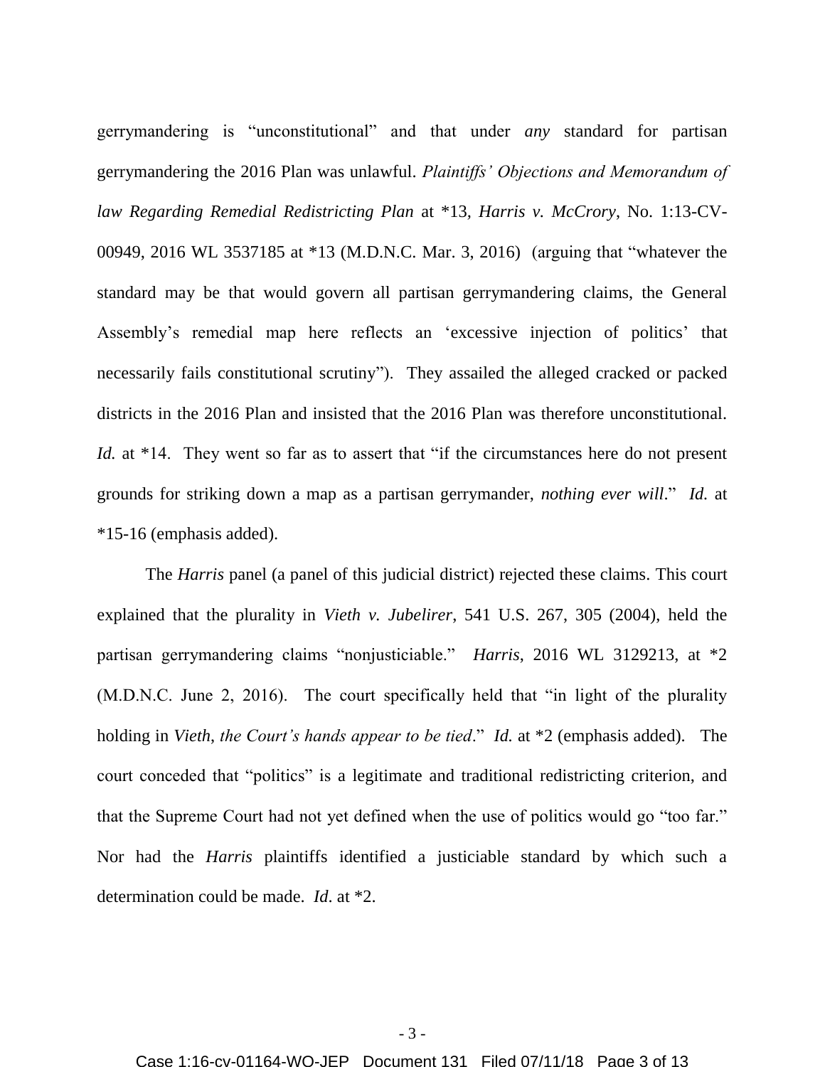gerrymandering is "unconstitutional" and that under *any* standard for partisan gerrymandering the 2016 Plan was unlawful. *Plaintiffs' Objections and Memorandum of law Regarding Remedial Redistricting Plan* at *13, *Harris v. McCrory*, No. 1:13-CV-00949, 2016 WL 3537185 at *13 (M.D.N.C. Mar. 3, 2016) (arguing that "whatever the standard may be that would govern all partisan gerrymandering claims, the General Assembly's remedial map here reflects an 'excessive injection of politics' that necessarily fails constitutional scrutiny"). They assailed the alleged cracked or packed districts in the 2016 Plan and insisted that the 2016 Plan was therefore unconstitutional. *Id.* at *14. They went so far as to assert that "if the circumstances here do not present grounds for striking down a map as a partisan gerrymander, *nothing ever will*." *Id.* at *15-16 (emphasis added).

The *Harris* panel (a panel of this judicial district) rejected these claims. This court explained that the plurality in *Vieth v. Jubelirer*, 541 U.S. 267, 305 (2004), held the partisan gerrymandering claims "nonjusticiable." *Harris*, 2016 WL 3129213, at *2 (M.D.N.C. June 2, 2016). The court specifically held that "in light of the plurality holding in *Vieth*, *the Court's hands appear to be tied*." *Id.* at *2 (emphasis added). The court conceded that "politics" is a legitimate and traditional redistricting criterion, and that the Supreme Court had not yet defined when the use of politics would go "too far." Nor had the *Harris* plaintiffs identified a justiciable standard by which such a determination could be made. *Id*. at *2.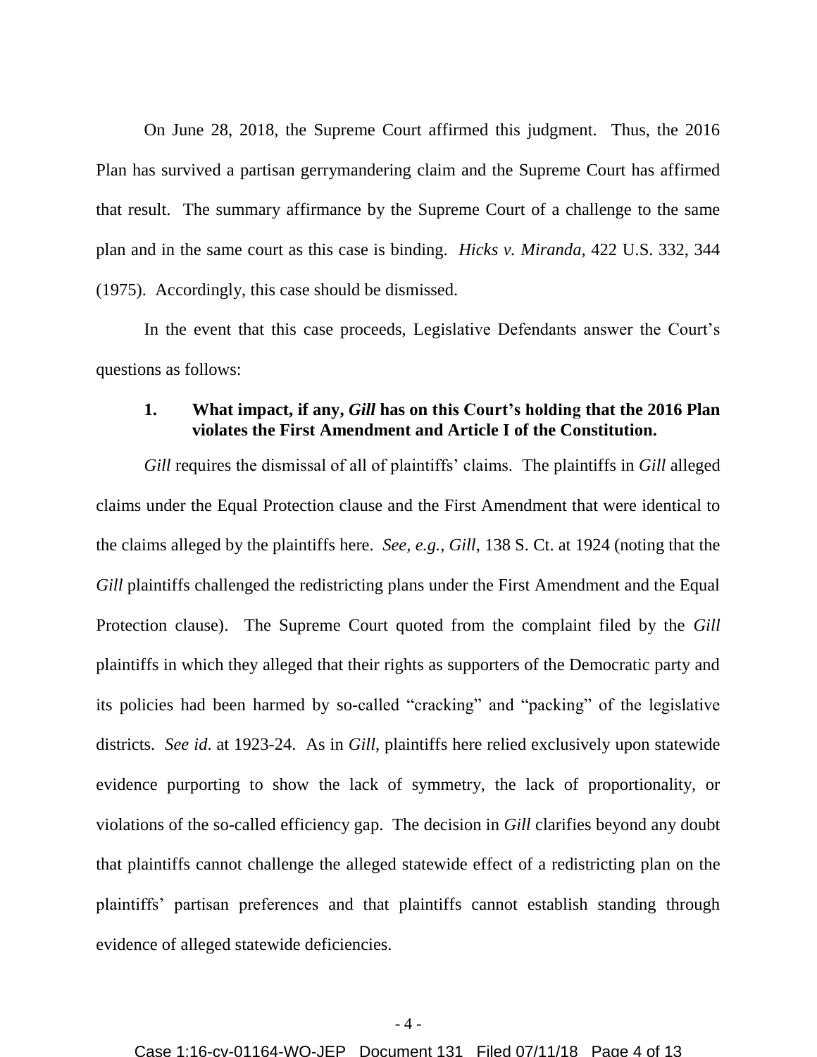On June 28, 2018, the Supreme Court affirmed this judgment. Thus, the 2016 Plan has survived a partisan gerrymandering claim and the Supreme Court has affirmed that result. The summary affirmance by the Supreme Court of a challenge to the same plan and in the same court as this case is binding. *Hicks v. Miranda*, 422 U.S. 332, 344 (1975). Accordingly, this case should be dismissed.

In the event that this case proceeds, Legislative Defendants answer the Court's questions as follows:

**1. What impact, if any, *Gill* has on this Court's holding that the 2016 Plan violates the First Amendment and Article I of the Constitution.**

*Gill* requires the dismissal of all of plaintiffs' claims. The plaintiffs in *Gill* alleged claims under the Equal Protection clause and the First Amendment that were identical to the claims alleged by the plaintiffs here. *See, e.g.*, *Gill*, 138 S. Ct. at 1924 (noting that the *Gill* plaintiffs challenged the redistricting plans under the First Amendment and the Equal Protection clause). The Supreme Court quoted from the complaint filed by the *Gill* plaintiffs in which they alleged that their rights as supporters of the Democratic party and its policies had been harmed by so-called "cracking" and "packing" of the legislative districts. *See id.* at 1923-24. As in *Gill*, plaintiffs here relied exclusively upon statewide evidence purporting to show the lack of symmetry, the lack of proportionality, or violations of the so-called efficiency gap. The decision in *Gill* clarifies beyond any doubt that plaintiffs cannot challenge the alleged statewide effect of a redistricting plan on the plaintiffs' partisan preferences and that plaintiffs cannot establish standing through evidence of alleged statewide deficiencies.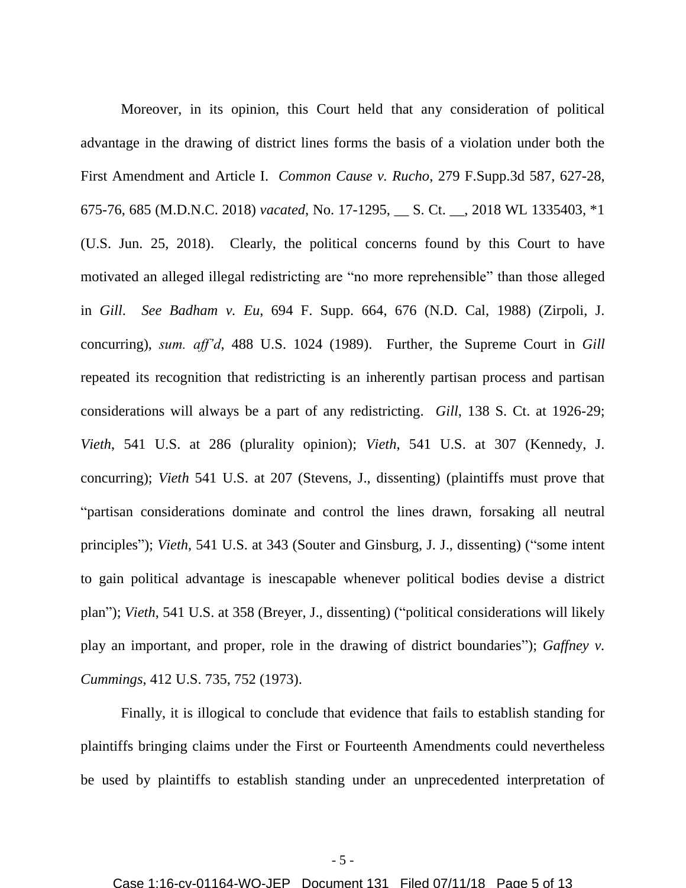Moreover, in its opinion, this Court held that any consideration of political advantage in the drawing of district lines forms the basis of a violation under both the First Amendment and Article I. *Common Cause v. Rucho*, 279 F.Supp.3d 587, 627-28, 675-76, 685 (M.D.N.C. 2018) *vacated*, No. 17-1295, __ S. Ct. __, 2018 WL 1335403, *1 (U.S. Jun. 25, 2018). Clearly, the political concerns found by this Court to have motivated an alleged illegal redistricting are "no more reprehensible" than those alleged in *Gill*. *See Badham v. Eu*, 694 F. Supp. 664, 676 (N.D. Cal, 1988) (Zirpoli, J. concurring), *sum. aff'd*, 488 U.S. 1024 (1989). Further, the Supreme Court in *Gill* repeated its recognition that redistricting is an inherently partisan process and partisan considerations will always be a part of any redistricting. *Gill*, 138 S. Ct. at 1926-29; *Vieth*, 541 U.S. at 286 (plurality opinion); *Vieth*, 541 U.S. at 307 (Kennedy, J. concurring); *Vieth* 541 U.S. at 207 (Stevens, J., dissenting) (plaintiffs must prove that "partisan considerations dominate and control the lines drawn, forsaking all neutral principles"); *Vieth*, 541 U.S. at 343 (Souter and Ginsburg, J. J., dissenting) ("some intent to gain political advantage is inescapable whenever political bodies devise a district plan"); *Vieth*, 541 U.S. at 358 (Breyer, J., dissenting) ("political considerations will likely play an important, and proper, role in the drawing of district boundaries"); *Gaffney v. Cummings*, 412 U.S. 735, 752 (1973).

Finally, it is illogical to conclude that evidence that fails to establish standing for plaintiffs bringing claims under the First or Fourteenth Amendments could nevertheless be used by plaintiffs to establish standing under an unprecedented interpretation of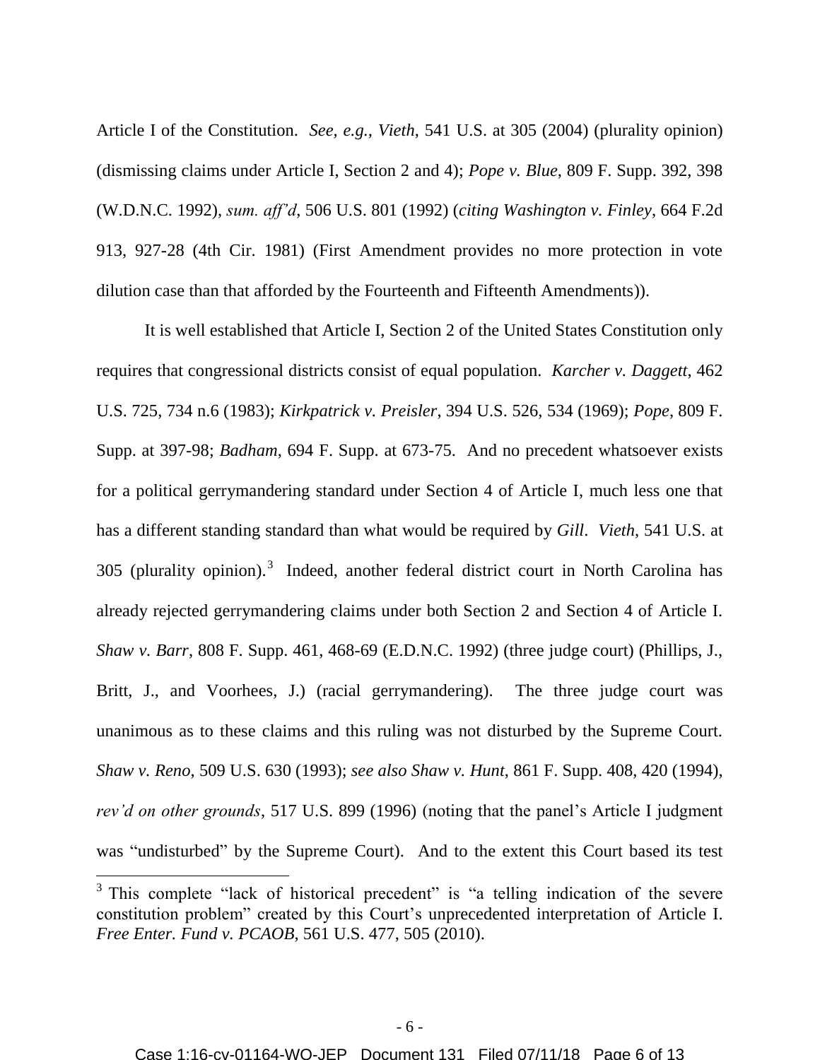Article I of the Constitution. *See, e.g., Vieth*, 541 U.S. at 305 (2004) (plurality opinion) (dismissing claims under Article I, Section 2 and 4); *Pope v. Blue*, 809 F. Supp. 392, 398 (W.D.N.C. 1992), *sum. aff'd*, 506 U.S. 801 (1992) (*citing Washington v. Finley*, 664 F.2d 913, 927-28 (4th Cir. 1981) (First Amendment provides no more protection in vote dilution case than that afforded by the Fourteenth and Fifteenth Amendments)).

It is well established that Article I, Section 2 of the United States Constitution only requires that congressional districts consist of equal population. *Karcher v. Daggett*, 462 U.S. 725, 734 n.6 (1983); *Kirkpatrick v. Preisler*, 394 U.S. 526, 534 (1969); *Pope*, 809 F. Supp. at 397-98; *Badham*, 694 F. Supp. at 673-75. And no precedent whatsoever exists for a political gerrymandering standard under Section 4 of Article I, much less one that has a different standing standard than what would be required by *Gill*. *Vieth*, 541 U.S. at 305 (plurality opinion).[3] Indeed, another federal district court in North Carolina has already rejected gerrymandering claims under both Section 2 and Section 4 of Article I. *Shaw v. Barr*, 808 F. Supp. 461, 468-69 (E.D.N.C. 1992) (three judge court) (Phillips, J., Britt, J., and Voorhees, J.) (racial gerrymandering). The three judge court was unanimous as to these claims and this ruling was not disturbed by the Supreme Court. *Shaw v. Reno*, 509 U.S. 630 (1993); *see also Shaw v. Hunt*, 861 F. Supp. 408, 420 (1994), *rev'd on other grounds*, 517 U.S. 899 (1996) (noting that the panel's Article I judgment was "undisturbed" by the Supreme Court). And to the extent this Court based its test

[3] This complete "lack of historical precedent" is "a telling indication of the severe constitution problem" created by this Court's unprecedented interpretation of Article I. *Free Enter. Fund v. PCAOB*, 561 U.S. 477, 505 (2010).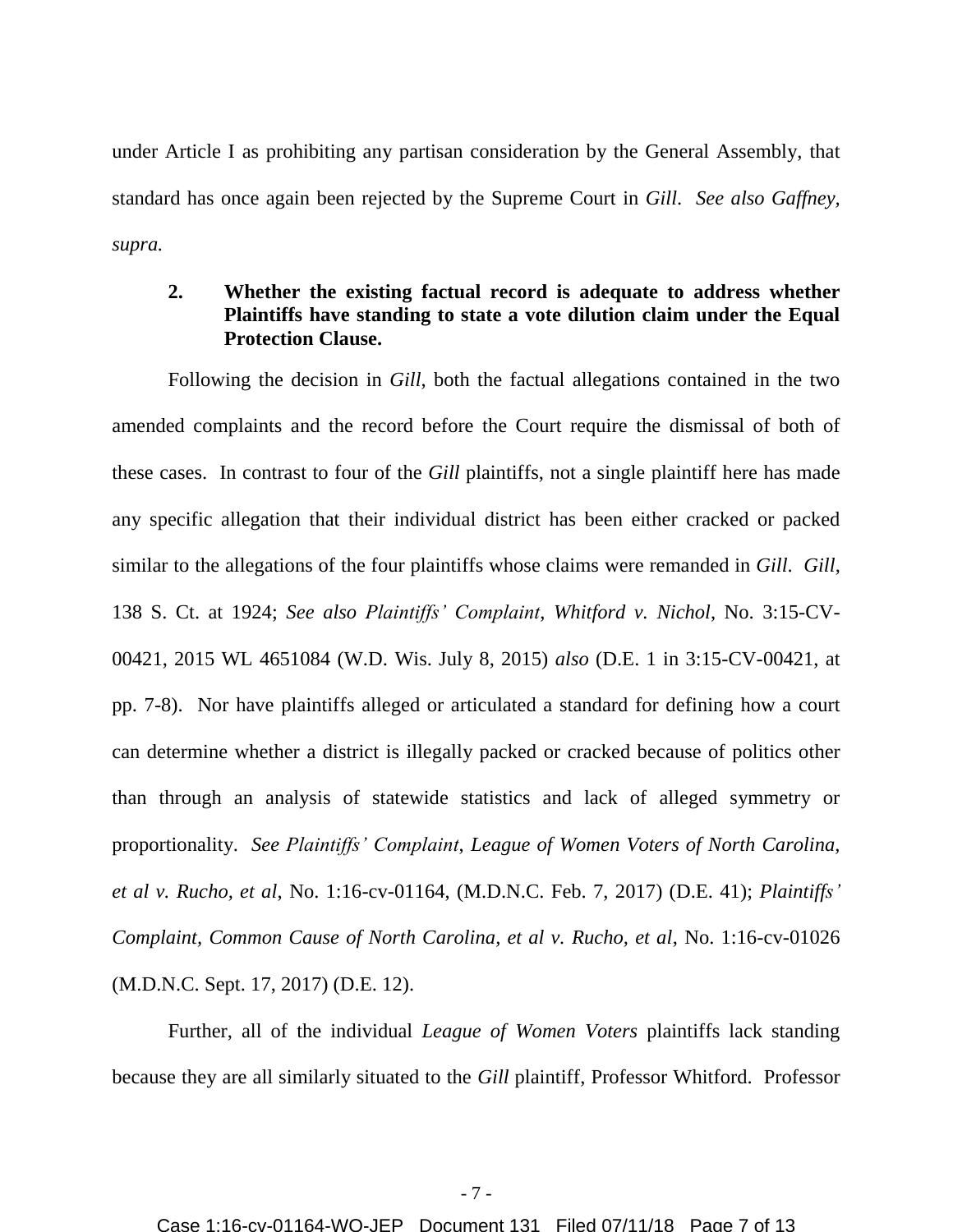under Article I as prohibiting any partisan consideration by the General Assembly, that standard has once again been rejected by the Supreme Court in *Gill*. *See also Gaffney, supra.*

**2. Whether the existing factual record is adequate to address whether Plaintiffs have standing to state a vote dilution claim under the Equal Protection Clause.**

Following the decision in *Gill*, both the factual allegations contained in the two amended complaints and the record before the Court require the dismissal of both of these cases. In contrast to four of the *Gill* plaintiffs, not a single plaintiff here has made any specific allegation that their individual district has been either cracked or packed similar to the allegations of the four plaintiffs whose claims were remanded in *Gill*. *Gill*, 138 S. Ct. at 1924; *See also Plaintiffs' Complaint*, *Whitford v. Nichol*, No. 3:15-CV-00421, 2015 WL 4651084 (W.D. Wis. July 8, 2015) *also* (D.E. 1 in 3:15-CV-00421, at pp. 7-8). Nor have plaintiffs alleged or articulated a standard for defining how a court can determine whether a district is illegally packed or cracked because of politics other than through an analysis of statewide statistics and lack of alleged symmetry or proportionality. *See Plaintiffs' Complaint*, *League of Women Voters of North Carolina, et al v. Rucho, et al*, No. 1:16-cv-01164, (M.D.N.C. Feb. 7, 2017) (D.E. 41); *Plaintiffs' Complaint, Common Cause of North Carolina, et al v. Rucho, et al*, No. 1:16-cv-01026 (M.D.N.C. Sept. 17, 2017) (D.E. 12).

Further, all of the individual *League of Women Voters* plaintiffs lack standing because they are all similarly situated to the *Gill* plaintiff, Professor Whitford. Professor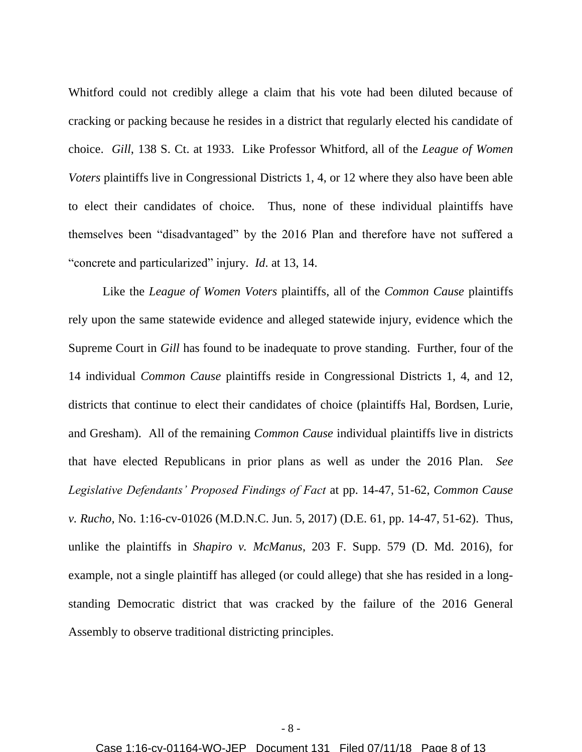Whitford could not credibly allege a claim that his vote had been diluted because of cracking or packing because he resides in a district that regularly elected his candidate of choice. *Gill*, 138 S. Ct. at 1933. Like Professor Whitford, all of the *League of Women Voters* plaintiffs live in Congressional Districts 1, 4, or 12 where they also have been able to elect their candidates of choice. Thus, none of these individual plaintiffs have themselves been "disadvantaged" by the 2016 Plan and therefore have not suffered a "concrete and particularized" injury. *Id*. at 13, 14.

Like the *League of Women Voters* plaintiffs, all of the *Common Cause* plaintiffs rely upon the same statewide evidence and alleged statewide injury, evidence which the Supreme Court in *Gill* has found to be inadequate to prove standing. Further, four of the 14 individual *Common Cause* plaintiffs reside in Congressional Districts 1, 4, and 12, districts that continue to elect their candidates of choice (plaintiffs Hal, Bordsen, Lurie, and Gresham). All of the remaining *Common Cause* individual plaintiffs live in districts that have elected Republicans in prior plans as well as under the 2016 Plan. *See Legislative Defendants' Proposed Findings of Fact* at pp. 14-47, 51-62, *Common Cause v. Rucho,* No. 1:16-cv-01026 (M.D.N.C. Jun. 5, 2017) (D.E. 61, pp. 14-47, 51-62). Thus, unlike the plaintiffs in *Shapiro v. McManus*, 203 F. Supp. 579 (D. Md. 2016), for example, not a single plaintiff has alleged (or could allege) that she has resided in a long-standing Democratic district that was cracked by the failure of the 2016 General Assembly to observe traditional districting principles.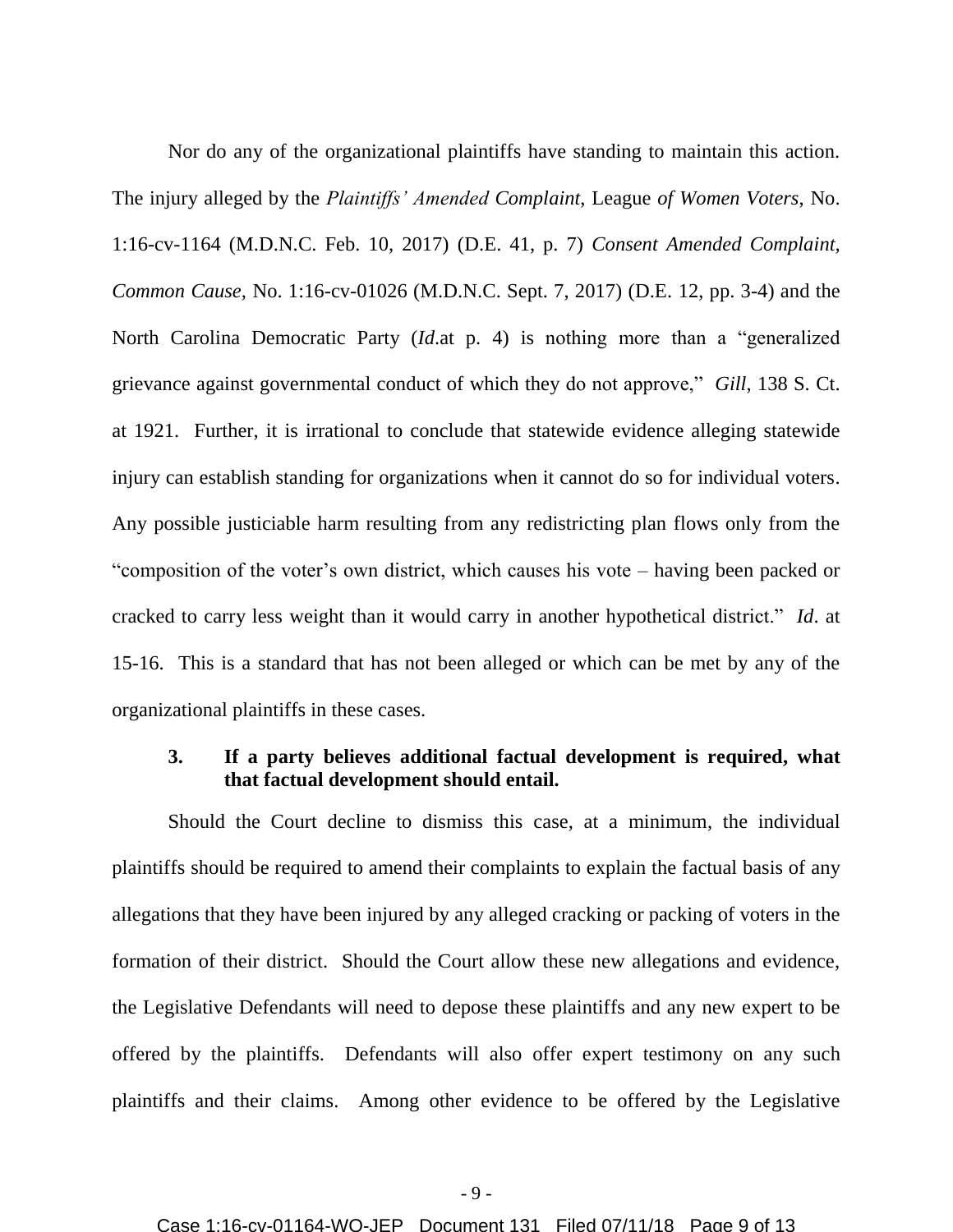Nor do any of the organizational plaintiffs have standing to maintain this action. The injury alleged by the *Plaintiffs' Amended Complaint,* League *of Women Voters,* No. 1:16-cv-1164 (M.D.N.C. Feb. 10, 2017) (D.E. 41, p. 7) *Consent Amended Complaint, Common Cause*, No. 1:16-cv-01026 (M.D.N.C. Sept. 7, 2017) (D.E. 12, pp. 3-4) and the North Carolina Democratic Party (*Id*.at p. 4) is nothing more than a "generalized grievance against governmental conduct of which they do not approve," *Gill*, 138 S. Ct. at 1921. Further, it is irrational to conclude that statewide evidence alleging statewide injury can establish standing for organizations when it cannot do so for individual voters. Any possible justiciable harm resulting from any redistricting plan flows only from the "composition of the voter's own district, which causes his vote – having been packed or cracked to carry less weight than it would carry in another hypothetical district." *Id*. at 15-16. This is a standard that has not been alleged or which can be met by any of the organizational plaintiffs in these cases.

### 3. If a party believes additional factual development is required, what that factual development should entail.

Should the Court decline to dismiss this case, at a minimum, the individual plaintiffs should be required to amend their complaints to explain the factual basis of any allegations that they have been injured by any alleged cracking or packing of voters in the formation of their district. Should the Court allow these new allegations and evidence, the Legislative Defendants will need to depose these plaintiffs and any new expert to be offered by the plaintiffs. Defendants will also offer expert testimony on any such plaintiffs and their claims. Among other evidence to be offered by the Legislative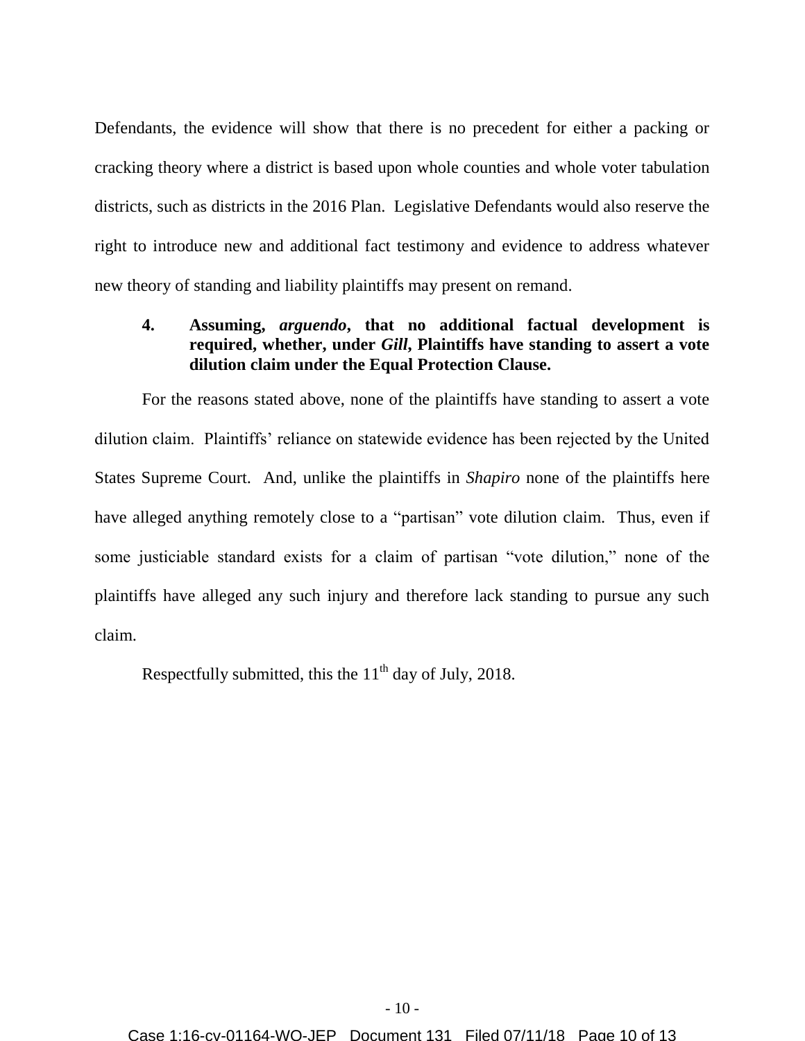Defendants, the evidence will show that there is no precedent for either a packing or cracking theory where a district is based upon whole counties and whole voter tabulation districts, such as districts in the 2016 Plan. Legislative Defendants would also reserve the right to introduce new and additional fact testimony and evidence to address whatever new theory of standing and liability plaintiffs may present on remand.

### 4. Assuming, *arguendo*, that no additional factual development is required, whether, under *Gill*, Plaintiffs have standing to assert a vote dilution claim under the Equal Protection Clause.

For the reasons stated above, none of the plaintiffs have standing to assert a vote dilution claim. Plaintiffs' reliance on statewide evidence has been rejected by the United States Supreme Court. And, unlike the plaintiffs in *Shapiro* none of the plaintiffs here have alleged anything remotely close to a "partisan" vote dilution claim. Thus, even if some justiciable standard exists for a claim of partisan "vote dilution," none of the plaintiffs have alleged any such injury and therefore lack standing to pursue any such claim.

Respectfully submitted, this the 11th day of July, 2018.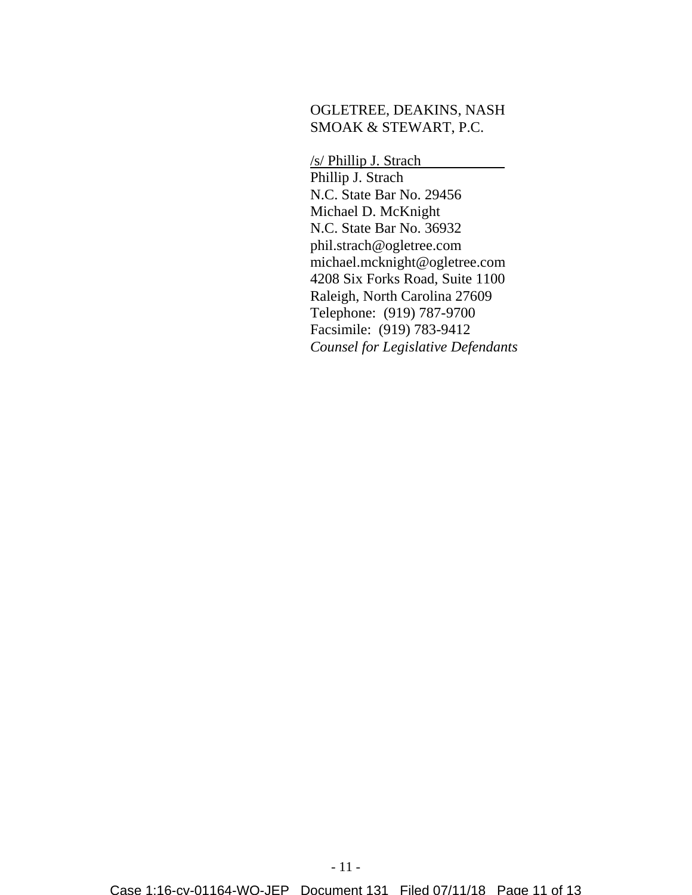OGLETREE, DEAKINS, NASH
SMOAK & STEWART, P.C.

/s/ Phillip J. Strach
Phillip J. Strach
N.C. State Bar No. 29456
Michael D. McKnight
N.C. State Bar No. 36932
phil.strach@ogletree.com
michael.mcknight@ogletree.com
4208 Six Forks Road, Suite 1100
Raleigh, North Carolina 27609
Telephone: (919) 787-9700
Facsimile: (919) 783-9412
*Counsel for Legislative Defendants*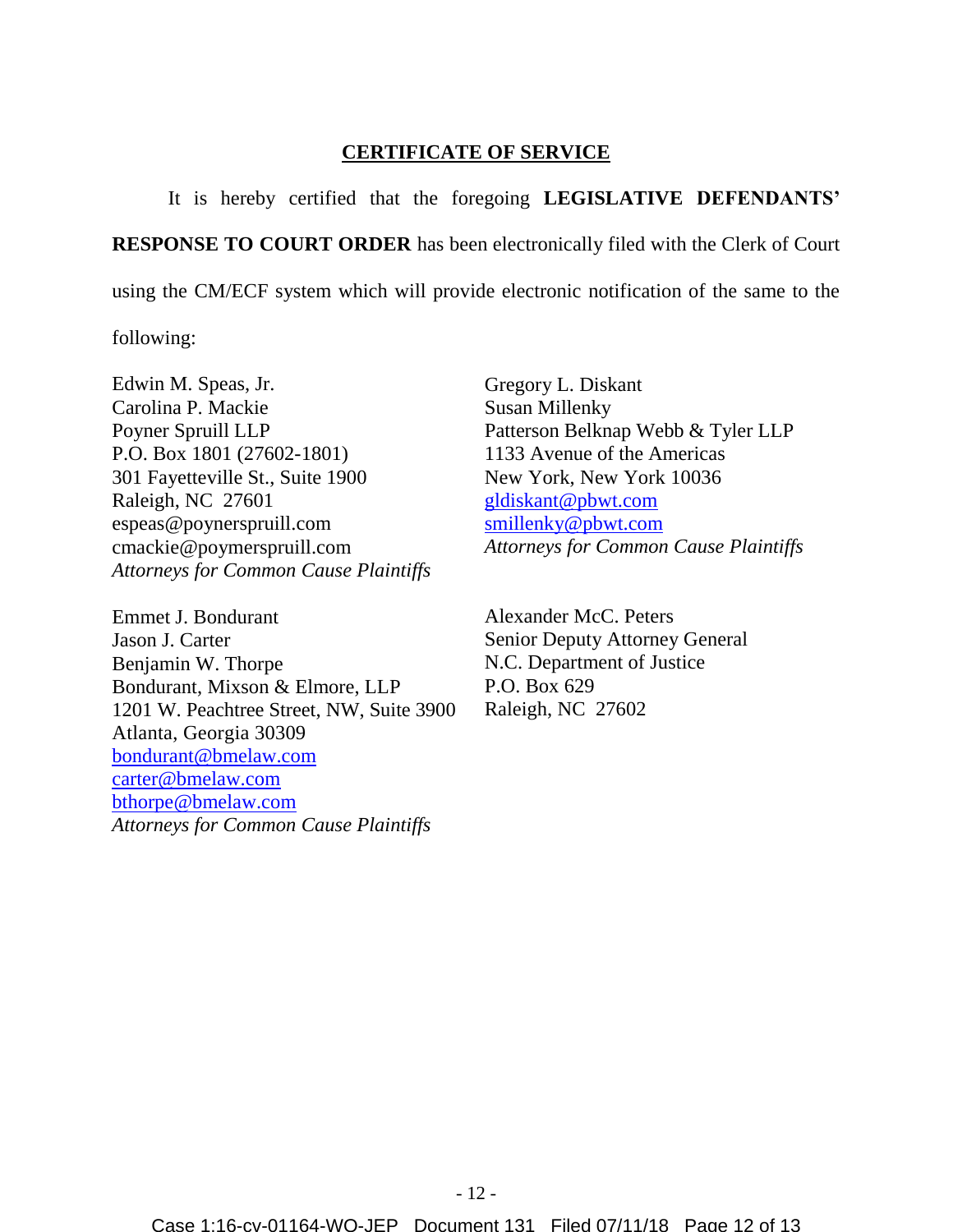## CERTIFICATE OF SERVICE

It is hereby certified that the foregoing **LEGISLATIVE DEFENDANTS' RESPONSE TO COURT ORDER** has been electronically filed with the Clerk of Court using the CM/ECF system which will provide electronic notification of the same to the following:

Edwin M. Speas, Jr.
Carolina P. Mackie
Poyner Spruill LLP
P.O. Box 1801 (27602-1801)
301 Fayetteville St., Suite 1900
Raleigh, NC 27601
espeas@poynerspruill.com
cmackie@poymerspruill.com
*Attorneys for Common Cause Plaintiffs*

Gregory L. Diskant
Susan Millenky
Patterson Belknap Webb & Tyler LLP
1133 Avenue of the Americas
New York, New York 10036
gldiskant@pbwt.com
smillenky@pbwt.com
*Attorneys for Common Cause Plaintiffs*

Emmet J. Bondurant
Jason J. Carter
Benjamin W. Thorpe
Bondurant, Mixson & Elmore, LLP
1201 W. Peachtree Street, NW, Suite 3900
Atlanta, Georgia 30309
bondurant@bmelaw.com
carter@bmelaw.com
bthorpe@bmelaw.com
*Attorneys for Common Cause Plaintiffs*

Alexander McC. Peters
Senior Deputy Attorney General
N.C. Department of Justice
P.O. Box 629
Raleigh, NC 27602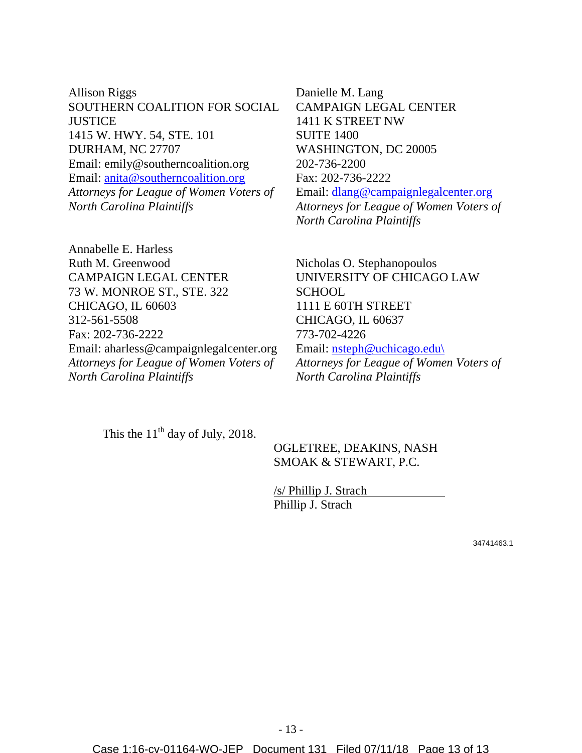Allison Riggs
SOUTHERN COALITION FOR SOCIAL JUSTICE
1415 W. HWY. 54, STE. 101
DURHAM, NC 27707
Email: emily@southerncoalition.org
Email: anita@southerncoalition.org
*Attorneys for League of Women Voters of North Carolina Plaintiffs*

Danielle M. Lang
CAMPAIGN LEGAL CENTER
1411 K STREET NW
SUITE 1400
WASHINGTON, DC 20005
202-736-2200
Fax: 202-736-2222
Email: dlang@campaignlegalcenter.org
*Attorneys for League of Women Voters of North Carolina Plaintiffs*

Annabelle E. Harless
Ruth M. Greenwood
CAMPAIGN LEGAL CENTER
73 W. MONROE ST., STE. 322
CHICAGO, IL 60603
312-561-5508
Fax: 202-736-2222
Email: aharless@campaignlegalcenter.org
*Attorneys for League of Women Voters of North Carolina Plaintiffs*

Nicholas O. Stephanopoulos
UNIVERSITY OF CHICAGO LAW SCHOOL
1111 E 60TH STREET
CHICAGO, IL 60637
773-702-4226
Email: nsteph@uchicago.edu\
*Attorneys for League of Women Voters of North Carolina Plaintiffs*

This the 11th day of July, 2018.

OGLETREE, DEAKINS, NASH SMOAK & STEWART, P.C.

/s/ Phillip J. Strach
Phillip J. Strach

34741463.1